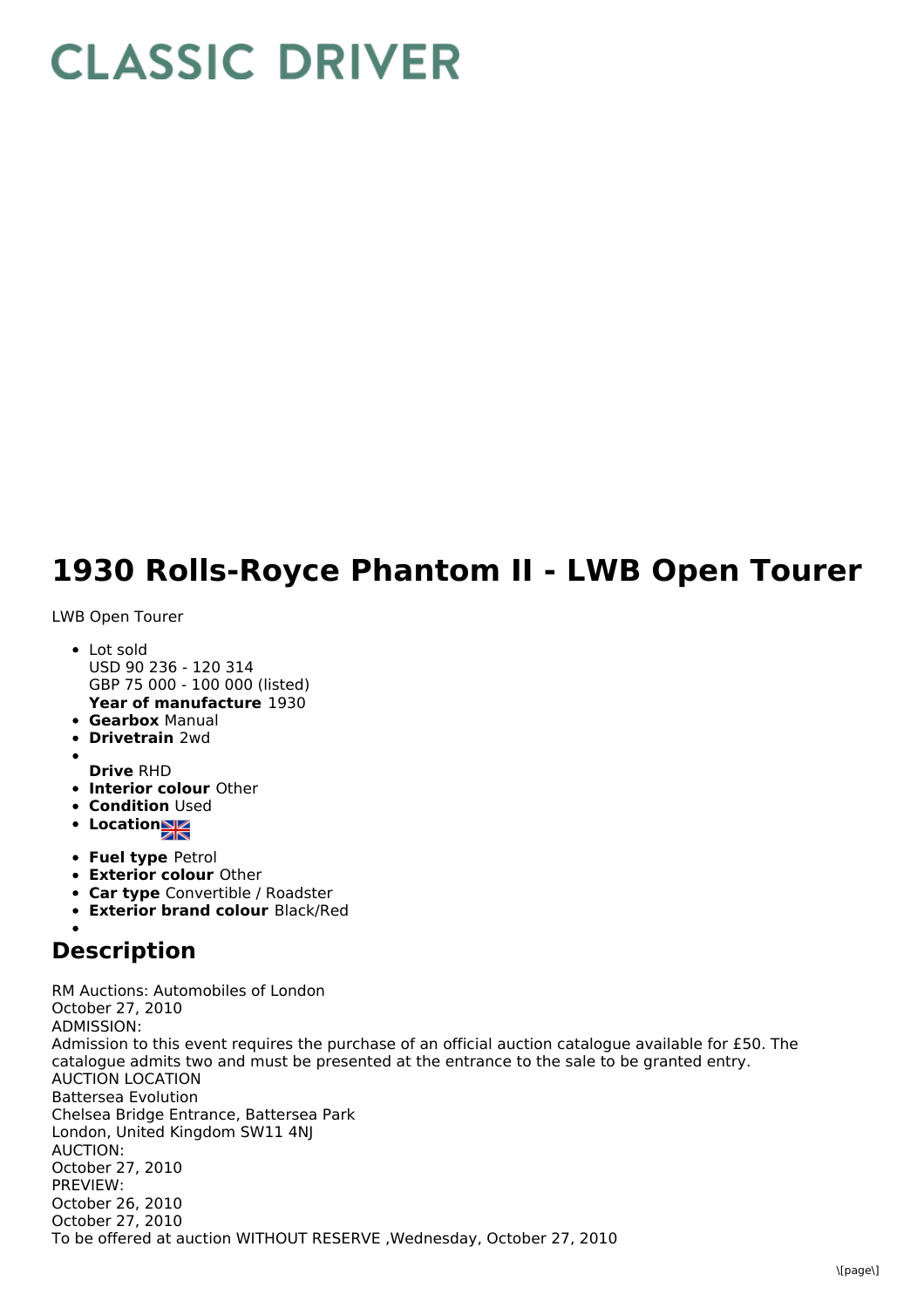# CLASSIC DRIVER

# 1930 Rolls-Royce Phantom II - LWB Open Tourer

LWB Open Tourer

- Lot sold
  USD 90 236 - 120 314
  GBP 75 000 - 100 000 (listed)
  **Year of manufacture** 1930
- **Gearbox** Manual
- **Drivetrain** 2wd
- 
  **Drive** RHD
- **Interior colour** Other
- **Condition** Used
- **Location**
- **Fuel type** Petrol
- **Exterior colour** Other
- **Car type** Convertible / Roadster
- **Exterior brand colour** Black/Red
- 

## Description

RM Auctions: Automobiles of London
October 27, 2010
ADMISSION:
Admission to this event requires the purchase of an official auction catalogue available for £50. The catalogue admits two and must be presented at the entrance to the sale to be granted entry.
AUCTION LOCATION
Battersea Evolution
Chelsea Bridge Entrance, Battersea Park
London, United Kingdom SW11 4NJ
AUCTION:
October 27, 2010
PREVIEW:
October 26, 2010
October 27, 2010
To be offered at auction WITHOUT RESERVE ,Wednesday, October 27, 2010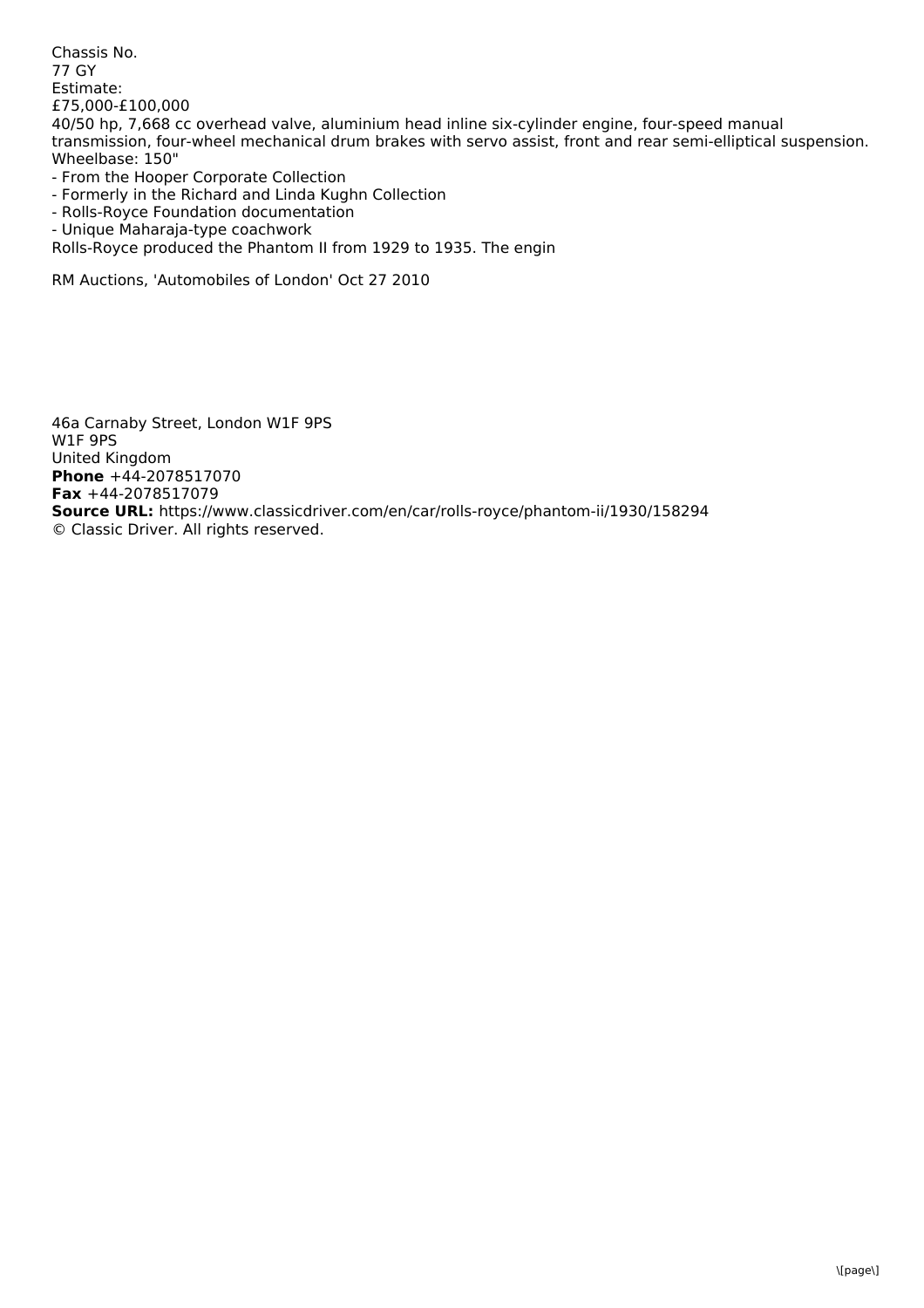Chassis No.
77 GY
Estimate:
£75,000-£100,000
40/50 hp, 7,668 cc overhead valve, aluminium head inline six-cylinder engine, four-speed manual transmission, four-wheel mechanical drum brakes with servo assist, front and rear semi-elliptical suspension. Wheelbase: 150"

- From the Hooper Corporate Collection
- Formerly in the Richard and Linda Kughn Collection
- Rolls-Royce Foundation documentation
- Unique Maharaja-type coachwork

Rolls-Royce produced the Phantom II from 1929 to 1935. The engin

RM Auctions, 'Automobiles of London' Oct 27 2010

46a Carnaby Street, London W1F 9PS
W1F 9PS
United Kingdom
**Phone** +44-2078517070
**Fax** +44-2078517079
**Source URL:** https://www.classicdriver.com/en/car/rolls-royce/phantom-ii/1930/158294
© Classic Driver. All rights reserved.